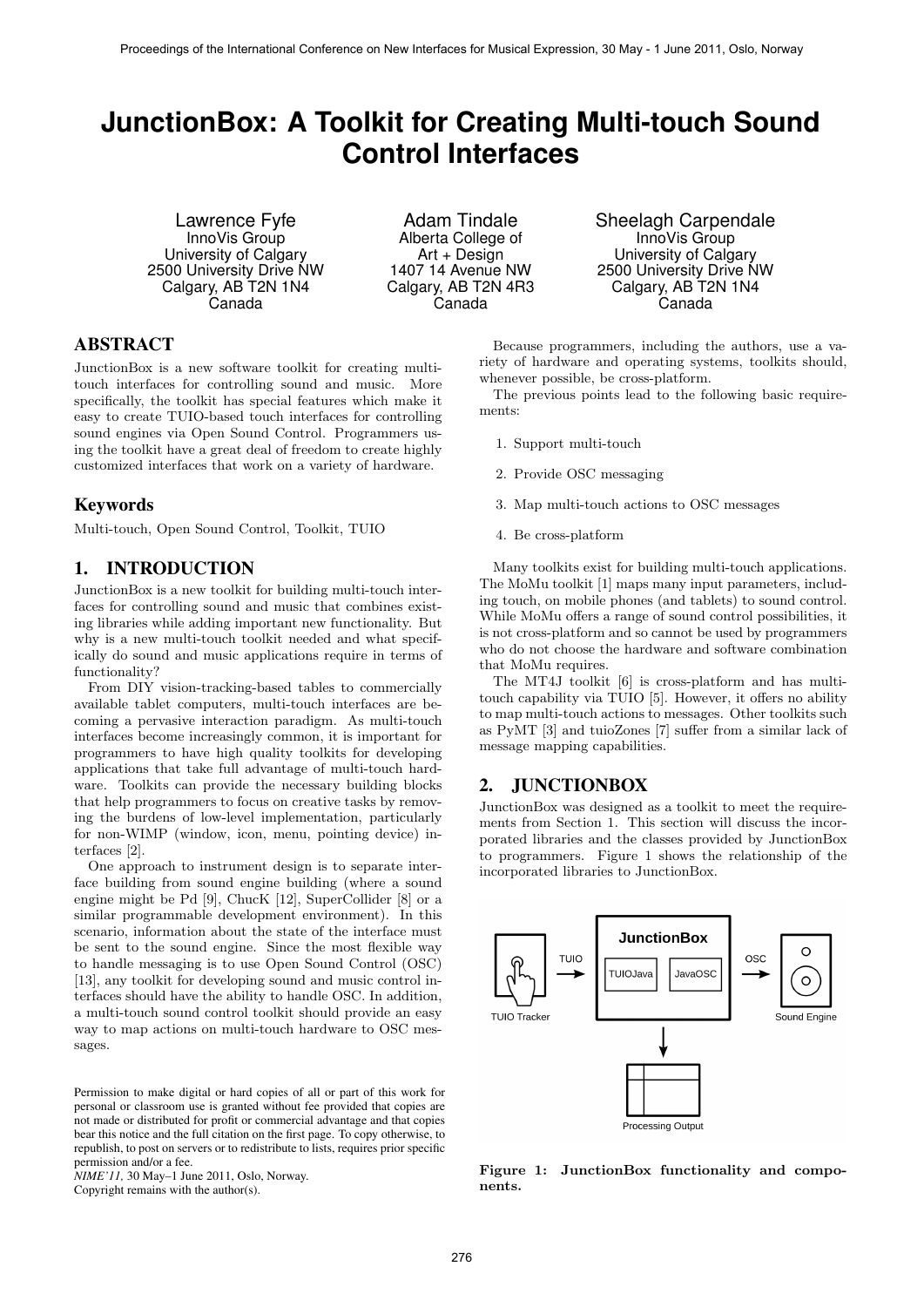# JunctionBox: A Toolkit for Creating Multi-touch Sound Control Interfaces

Lawrence Fyfe
InnoVis Group
University of Calgary
2500 University Drive NW
Calgary, AB T2N 1N4
Canada

Adam Tindale
Alberta College of Art + Design
1407 14 Avenue NW
Calgary, AB T2N 4R3
Canada

Sheelagh Carpendale
InnoVis Group
University of Calgary
2500 University Drive NW
Calgary, AB T2N 1N4
Canada

## ABSTRACT

JunctionBox is a new software toolkit for creating multi-touch interfaces for controlling sound and music. More specifically, the toolkit has special features which make it easy to create TUIO-based touch interfaces for controlling sound engines via Open Sound Control. Programmers using the toolkit have a great deal of freedom to create highly customized interfaces that work on a variety of hardware.

### Keywords

Multi-touch, Open Sound Control, Toolkit, TUIO

## 1. INTRODUCTION

JunctionBox is a new toolkit for building multi-touch interfaces for controlling sound and music that combines existing libraries while adding important new functionality. But why is a new multi-touch toolkit needed and what specifically do sound and music applications require in terms of functionality?

From DIY vision-tracking-based tables to commercially available tablet computers, multi-touch interfaces are becoming a pervasive interaction paradigm. As multi-touch interfaces become increasingly common, it is important for programmers to have high quality toolkits for developing applications that take full advantage of multi-touch hardware. Toolkits can provide the necessary building blocks that help programmers to focus on creative tasks by removing the burdens of low-level implementation, particularly for non-WIMP (window, icon, menu, pointing device) interfaces [2].

One approach to instrument design is to separate interface building from sound engine building (where a sound engine might be Pd [9], ChucK [12], SuperCollider [8] or a similar programmable development environment). In this scenario, information about the state of the interface must be sent to the sound engine. Since the most flexible way to handle messaging is to use Open Sound Control (OSC) [13], any toolkit for developing sound and music control interfaces should have the ability to handle OSC. In addition, a multi-touch sound control toolkit should provide an easy way to map actions on multi-touch hardware to OSC messages.

Permission to make digital or hard copies of all or part of this work for personal or classroom use is granted without fee provided that copies are not made or distributed for profit or commercial advantage and that copies bear this notice and the full citation on the first page. To copy otherwise, to republish, to post on servers or to redistribute to lists, requires prior specific permission and/or a fee.
*NIME'11*, 30 May–1 June 2011, Oslo, Norway.
Copyright remains with the author(s).

Because programmers, including the authors, use a variety of hardware and operating systems, toolkits should, whenever possible, be cross-platform.

The previous points lead to the following basic requirements:

1. Support multi-touch
2. Provide OSC messaging
3. Map multi-touch actions to OSC messages
4. Be cross-platform

Many toolkits exist for building multi-touch applications. The MoMu toolkit [1] maps many input parameters, including touch, on mobile phones (and tablets) to sound control. While MoMu offers a range of sound control possibilities, it is not cross-platform and so cannot be used by programmers who do not choose the hardware and software combination that MoMu requires.

The MT4J toolkit [6] is cross-platform and has multi-touch capability via TUIO [5]. However, it offers no ability to map multi-touch actions to messages. Other toolkits such as PyMT [3] and tuioZones [7] suffer from a similar lack of message mapping capabilities.

## 2. JUNCTIONBOX

JunctionBox was designed as a toolkit to meet the requirements from Section 1. This section will discuss the incorporated libraries and the classes provided by JunctionBox to programmers. Figure 1 shows the relationship of the incorporated libraries to JunctionBox.

**Figure 1: JunctionBox functionality and components.**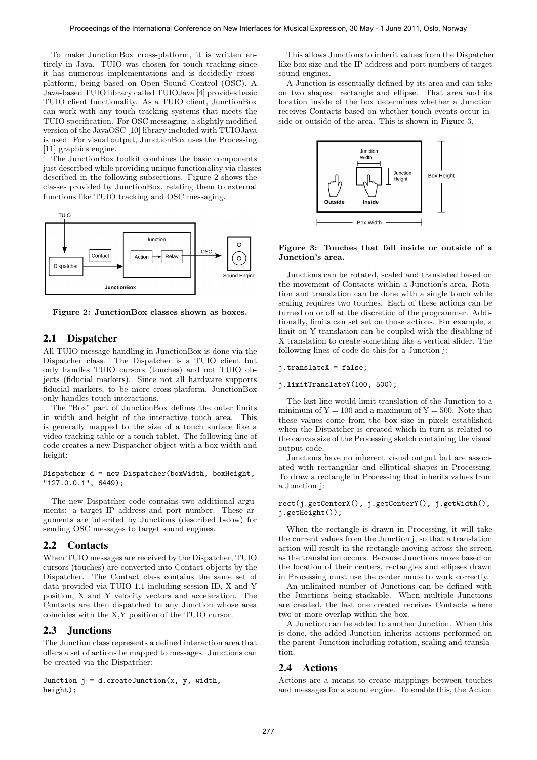To make JunctionBox cross-platform, it is written entirely in Java. TUIO was chosen for touch tracking since it has numerous implementations and is decidedly cross-platform, being based on Open Sound Control (OSC). A Java-based TUIO library called TUIOJava [4] provides basic TUIO client functionality. As a TUIO client, JunctionBox can work with any touch tracking systems that meets the TUIO specification. For OSC messaging, a slightly modified version of the JavaOSC [10] library included with TUIOJava is used. For visual output, JunctionBox uses the Processing [11] graphics engine.

The JunctionBox toolkit combines the basic components just described while providing unique functionality via classes described in the following subsections. Figure 2 shows the classes provided by JunctionBox, relating them to external functions like TUIO tracking and OSC messaging.

**Figure 2: JunctionBox classes shown as boxes.**

## 2.1 Dispatcher

All TUIO message handling in JunctionBox is done via the Dispatcher class. The Dispatcher is a TUIO client but only handles TUIO cursors (touches) and not TUIO objects (fiducial markers). Since not all hardware supports fiducial markers, to be more cross-platform, JunctionBox only handles touch interactions.

The "Box" part of JunctionBox defines the outer limits in width and height of the interactive touch area. This is generally mapped to the size of a touch surface like a video tracking table or a touch tablet. The following line of code creates a new Dispatcher object with a box width and height:

```
Dispatcher d = new Dispatcher(boxWidth, boxHeight,
"127.0.0.1", 6449);
```

The new Dispatcher code contains two additional arguments: a target IP address and port number. These arguments are inherited by Junctions (described below) for sending OSC messages to target sound engines.

## 2.2 Contacts

When TUIO messages are received by the Dispatcher, TUIO cursors (touches) are converted into Contact objects by the Dispatcher. The Contact class contains the same set of data provided via TUIO 1.1 including session ID, X and Y position, X and Y velocity vectors and acceleration. The Contacts are then dispatched to any Junction whose area coincides with the X,Y position of the TUIO cursor.

## 2.3 Junctions

The Junction class represents a defined interaction area that offers a set of actions be mapped to messages. Junctions can be created via the Dispatcher:

```
Junction j = d.createJunction(x, y, width,
height);
```

This allows Junctions to inherit values from the Dispatcher like box size and the IP address and port numbers of target sound engines.

A Junction is essentially defined by its area and can take on two shapes: rectangle and ellipse. That area and its location inside of the box determines whether a Junction receives Contacts based on whether touch events occur inside or outside of the area. This is shown in Figure 3.

**Figure 3: Touches that fall inside or outside of a Junction's area.**

Junctions can be rotated, scaled and translated based on the movement of Contacts within a Junction's area. Rotation and translation can be done with a single touch while scaling requires two touches. Each of these actions can be turned on or off at the discretion of the programmer. Additionally, limits can set set on those actions. For example, a limit on Y translation can be coupled with the disabling of X translation to create something like a vertical slider. The following lines of code do this for a Junction j:

```
j.translateX = false;

j.limitTranslateY(100, 500);
```

The last line would limit translation of the Junction to a minimum of Y = 100 and a maximum of Y = 500. Note that these values come from the box size in pixels established when the Dispatcher is created which in turn is related to the canvas size of the Processing sketch containing the visual output code.

Junctions have no inherent visual output but are associated with rectangular and elliptical shapes in Processing. To draw a rectangle in Processing that inherits values from a Junction j:

```
rect(j.getCenterX(), j.getCenterY(), j.getWidth(),
j.getHeight());
```

When the rectangle is drawn in Processing, it will take the current values from the Junction j, so that a translation action will result in the rectangle moving across the screen as the translation occurs. Because Junctions move based on the location of their centers, rectangles and ellipses drawn in Processing must use the center mode to work correctly.

An unlimited number of Junctions can be defined with the Junctions being stackable. When multiple Junctions are created, the last one created receives Contacts where two or more overlap within the box.

A Junction can be added to another Junction. When this is done, the added Junction inherits actions performed on the parent Junction including rotation, scaling and translation.

## 2.4 Actions

Actions are a means to create mappings between touches and messages for a sound engine. To enable this, the Action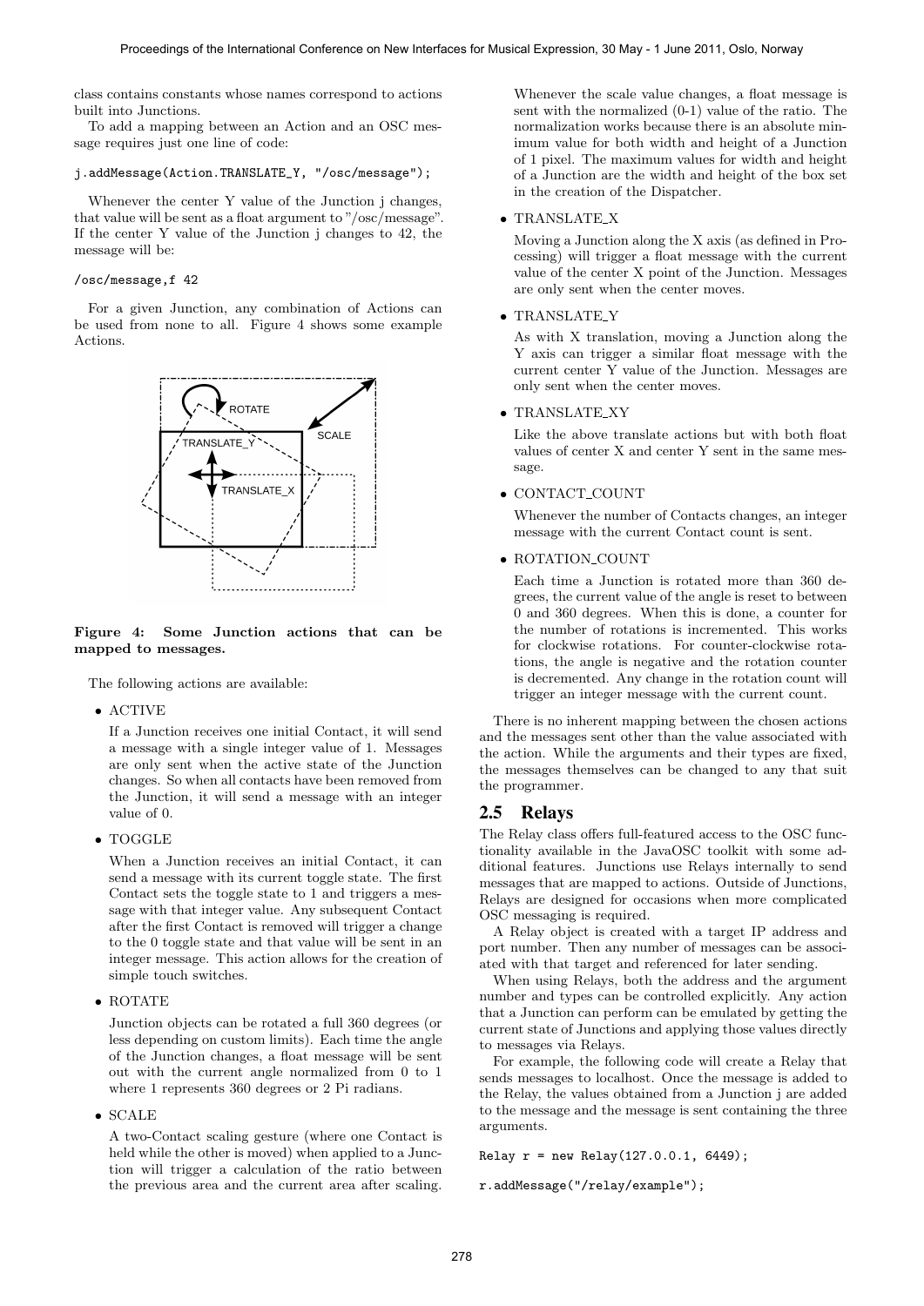class contains constants whose names correspond to actions built into Junctions.

To add a mapping between an Action and an OSC message requires just one line of code:

```
j.addMessage(Action.TRANSLATE_Y, "/osc/message");
```

Whenever the center Y value of the Junction j changes, that value will be sent as a float argument to "/osc/message". If the center Y value of the Junction j changes to 42, the message will be:

```
/osc/message,f 42
```

For a given Junction, any combination of Actions can be used from none to all. Figure 4 shows some example Actions.

**Figure 4: Some Junction actions that can be mapped to messages.**

The following actions are available:

- ACTIVE

  If a Junction receives one initial Contact, it will send a message with a single integer value of 1. Messages are only sent when the active state of the Junction changes. So when all contacts have been removed from the Junction, it will send a message with an integer value of 0.

- TOGGLE

  When a Junction receives an initial Contact, it can send a message with its current toggle state. The first Contact sets the toggle state to 1 and triggers a message with that integer value. Any subsequent Contact after the first Contact is removed will trigger a change to the 0 toggle state and that value will be sent in an integer message. This action allows for the creation of simple touch switches.

- ROTATE

  Junction objects can be rotated a full 360 degrees (or less depending on custom limits). Each time the angle of the Junction changes, a float message will be sent out with the current angle normalized from 0 to 1 where 1 represents 360 degrees or 2 Pi radians.

- SCALE

  A two-Contact scaling gesture (where one Contact is held while the other is moved) when applied to a Junction will trigger a calculation of the ratio between the previous area and the current area after scaling. Whenever the scale value changes, a float message is sent with the normalized (0-1) value of the ratio. The normalization works because there is an absolute minimum value for both width and height of a Junction of 1 pixel. The maximum values for width and height of a Junction are the width and height of the box set in the creation of the Dispatcher.

- TRANSLATE_X

  Moving a Junction along the X axis (as defined in Processing) will trigger a float message with the current value of the center X point of the Junction. Messages are only sent when the center moves.

- TRANSLATE_Y

  As with X translation, moving a Junction along the Y axis can trigger a similar float message with the current center Y value of the Junction. Messages are only sent when the center moves.

- TRANSLATE_XY

  Like the above translate actions but with both float values of center X and center Y sent in the same message.

- CONTACT_COUNT

  Whenever the number of Contacts changes, an integer message with the current Contact count is sent.

- ROTATION_COUNT

  Each time a Junction is rotated more than 360 degrees, the current value of the angle is reset to between 0 and 360 degrees. When this is done, a counter for the number of rotations is incremented. This works for clockwise rotations. For counter-clockwise rotations, the angle is negative and the rotation counter is decremented. Any change in the rotation count will trigger an integer message with the current count.

There is no inherent mapping between the chosen actions and the messages sent other than the value associated with the action. While the arguments and their types are fixed, the messages themselves can be changed to any that suit the programmer.

## 2.5 Relays

The Relay class offers full-featured access to the OSC functionality available in the JavaOSC toolkit with some additional features. Junctions use Relays internally to send messages that are mapped to actions. Outside of Junctions, Relays are designed for occasions when more complicated OSC messaging is required.

A Relay object is created with a target IP address and port number. Then any number of messages can be associated with that target and referenced for later sending.

When using Relays, both the address and the argument number and types can be controlled explicitly. Any action that a Junction can perform can be emulated by getting the current state of Junctions and applying those values directly to messages via Relays.

For example, the following code will create a Relay that sends messages to localhost. Once the message is added to the Relay, the values obtained from a Junction j are added to the message and the message is sent containing the three arguments.

```
Relay r = new Relay(127.0.0.1, 6449);

r.addMessage("/relay/example");
```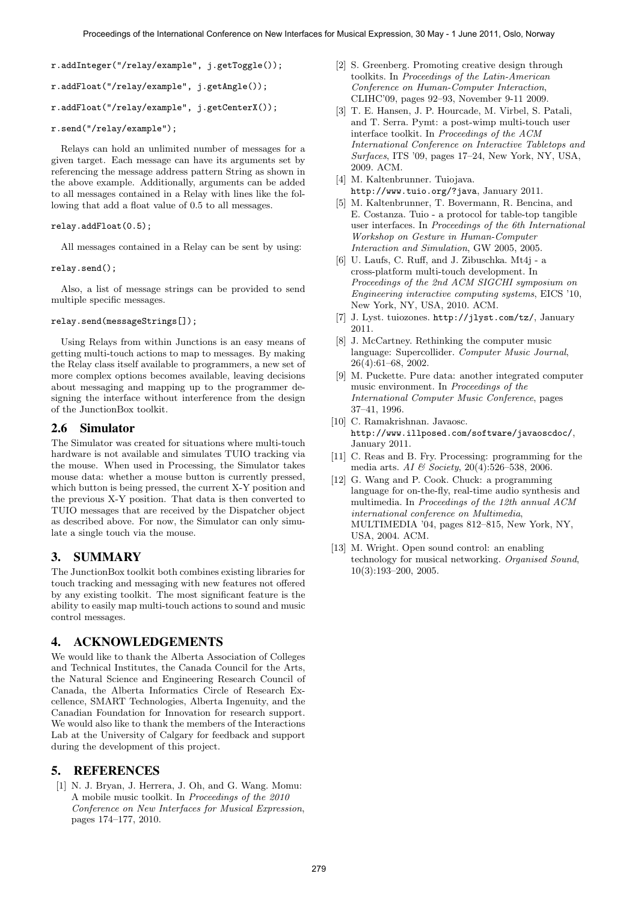```
r.addInteger("/relay/example", j.getToggle());

r.addFloat("/relay/example", j.getAngle());

r.addFloat("/relay/example", j.getCenterX());

r.send("/relay/example");
```

Relays can hold an unlimited number of messages for a given target. Each message can have its arguments set by referencing the message address pattern String as shown in the above example. Additionally, arguments can be added to all messages contained in a Relay with lines like the following that add a float value of 0.5 to all messages.

```
relay.addFloat(0.5);
```

All messages contained in a Relay can be sent by using:

```
relay.send();
```

Also, a list of message strings can be provided to send multiple specific messages.

```
relay.send(messageStrings[]);
```

Using Relays from within Junctions is an easy means of getting multi-touch actions to map to messages. By making the Relay class itself available to programmers, a new set of more complex options becomes available, leaving decisions about messaging and mapping up to the programmer designing the interface without interference from the design of the JunctionBox toolkit.

### 2.6 Simulator

The Simulator was created for situations where multi-touch hardware is not available and simulates TUIO tracking via the mouse. When used in Processing, the Simulator takes mouse data: whether a mouse button is currently pressed, which button is being pressed, the current X-Y position and the previous X-Y position. That data is then converted to TUIO messages that are received by the Dispatcher object as described above. For now, the Simulator can only simulate a single touch via the mouse.

## 3. SUMMARY

The JunctionBox toolkit both combines existing libraries for touch tracking and messaging with new features not offered by any existing toolkit. The most significant feature is the ability to easily map multi-touch actions to sound and music control messages.

## 4. ACKNOWLEDGEMENTS

We would like to thank the Alberta Association of Colleges and Technical Institutes, the Canada Council for the Arts, the Natural Science and Engineering Research Council of Canada, the Alberta Informatics Circle of Research Excellence, SMART Technologies, Alberta Ingenuity, and the Canadian Foundation for Innovation for research support. We would also like to thank the members of the Interactions Lab at the University of Calgary for feedback and support during the development of this project.

## 5. REFERENCES

[1] N. J. Bryan, J. Herrera, J. Oh, and G. Wang. Momu: A mobile music toolkit. In *Proceedings of the 2010 Conference on New Interfaces for Musical Expression*, pages 174–177, 2010.

[2] S. Greenberg. Promoting creative design through toolkits. In *Proceedings of the Latin-American Conference on Human-Computer Interaction*, CLIHC'09, pages 92–93, November 9-11 2009.

[3] T. E. Hansen, J. P. Hourcade, M. Virbel, S. Patali, and T. Serra. Pymt: a post-wimp multi-touch user interface toolkit. In *Proceedings of the ACM International Conference on Interactive Tabletops and Surfaces*, ITS '09, pages 17–24, New York, NY, USA, 2009. ACM.

[4] M. Kaltenbrunner. Tuiojava. http://www.tuio.org/?java, January 2011.

[5] M. Kaltenbrunner, T. Bovermann, R. Bencina, and E. Costanza. Tuio - a protocol for table-top tangible user interfaces. In *Proceedings of the 6th International Workshop on Gesture in Human-Computer Interaction and Simulation*, GW 2005, 2005.

[6] U. Laufs, C. Ruff, and J. Zibuschka. Mt4j - a cross-platform multi-touch development. In *Proceedings of the 2nd ACM SIGCHI symposium on Engineering interactive computing systems*, EICS '10, New York, NY, USA, 2010. ACM.

[7] J. Lyst. tuiozones. http://jlyst.com/tz/, January 2011.

[8] J. McCartney. Rethinking the computer music language: Supercollider. *Computer Music Journal*, 26(4):61–68, 2002.

[9] M. Puckette. Pure data: another integrated computer music environment. In *Proceedings of the International Computer Music Conference*, pages 37–41, 1996.

[10] C. Ramakrishnan. Javaosc. http://www.illposed.com/software/javaoscdoc/, January 2011.

[11] C. Reas and B. Fry. Processing: programming for the media arts. *AI & Society*, 20(4):526–538, 2006.

[12] G. Wang and P. Cook. Chuck: a programming language for on-the-fly, real-time audio synthesis and multimedia. In *Proceedings of the 12th annual ACM international conference on Multimedia*, MULTIMEDIA '04, pages 812–815, New York, NY, USA, 2004. ACM.

[13] M. Wright. Open sound control: an enabling technology for musical networking. *Organised Sound*, 10(3):193–200, 2005.